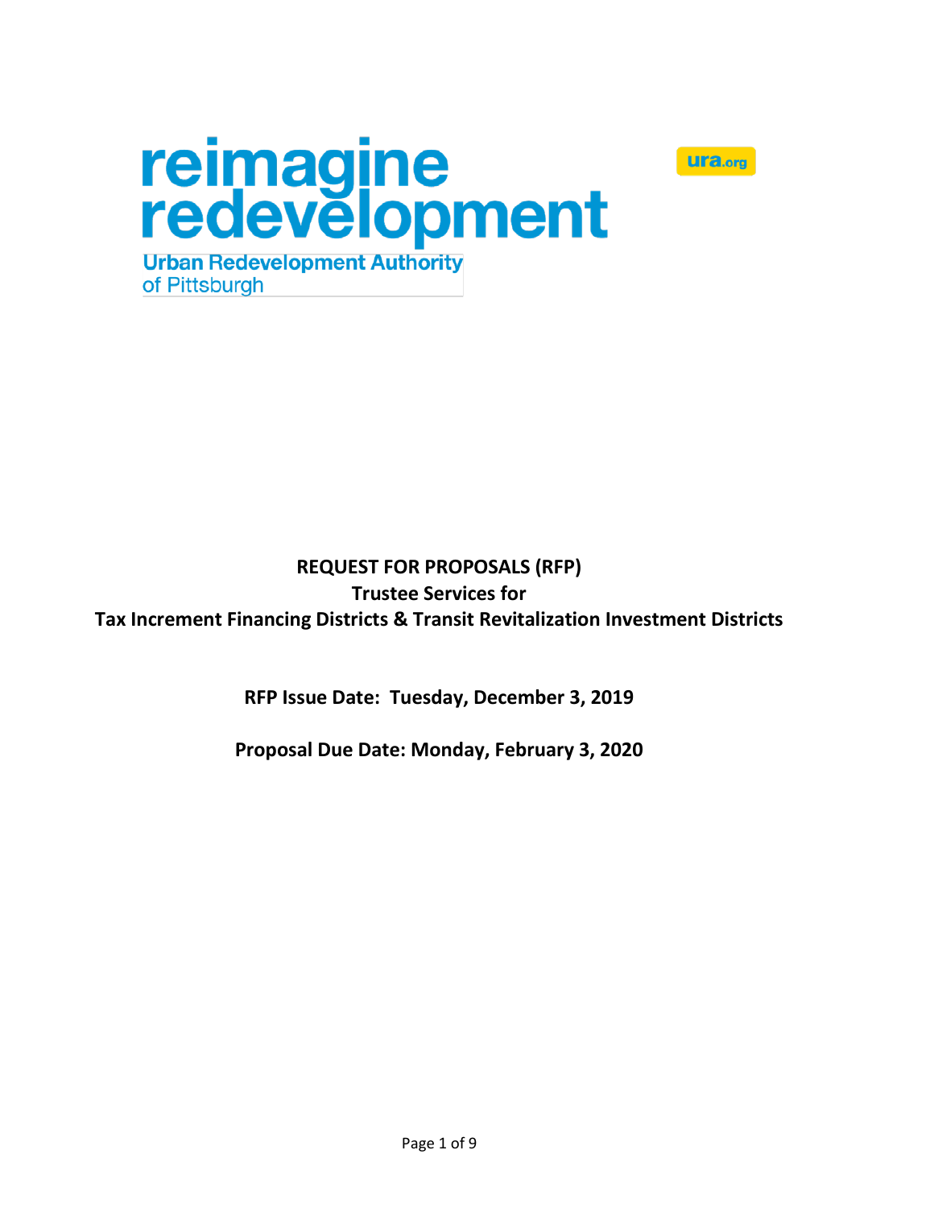reimagine redevelopment

Urban Redevelopment Authority of Pittsburgh

ura.org

**REQUEST FOR PROPOSALS (RFP)**
**Trustee Services for**
**Tax Increment Financing Districts & Transit Revitalization Investment Districts**

**RFP Issue Date: Tuesday, December 3, 2019**

**Proposal Due Date: Monday, February 3, 2020**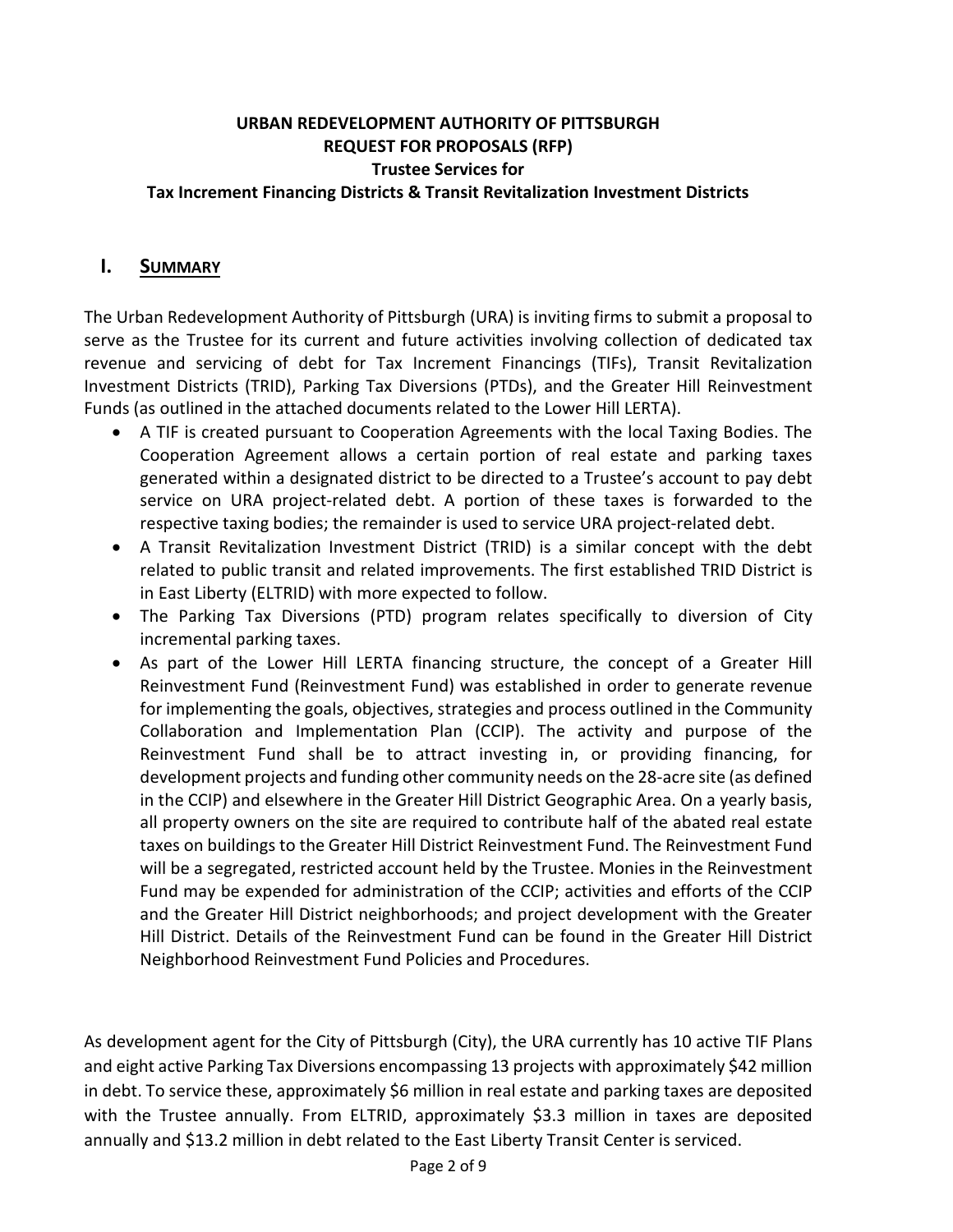**URBAN REDEVELOPMENT AUTHORITY OF PITTSBURGH**
**REQUEST FOR PROPOSALS (RFP)**
**Trustee Services for**
**Tax Increment Financing Districts & Transit Revitalization Investment Districts**

## I. SUMMARY

The Urban Redevelopment Authority of Pittsburgh (URA) is inviting firms to submit a proposal to serve as the Trustee for its current and future activities involving collection of dedicated tax revenue and servicing of debt for Tax Increment Financings (TIFs), Transit Revitalization Investment Districts (TRID), Parking Tax Diversions (PTDs), and the Greater Hill Reinvestment Funds (as outlined in the attached documents related to the Lower Hill LERTA).

- A TIF is created pursuant to Cooperation Agreements with the local Taxing Bodies. The Cooperation Agreement allows a certain portion of real estate and parking taxes generated within a designated district to be directed to a Trustee's account to pay debt service on URA project-related debt. A portion of these taxes is forwarded to the respective taxing bodies; the remainder is used to service URA project-related debt.
- A Transit Revitalization Investment District (TRID) is a similar concept with the debt related to public transit and related improvements. The first established TRID District is in East Liberty (ELTRID) with more expected to follow.
- The Parking Tax Diversions (PTD) program relates specifically to diversion of City incremental parking taxes.
- As part of the Lower Hill LERTA financing structure, the concept of a Greater Hill Reinvestment Fund (Reinvestment Fund) was established in order to generate revenue for implementing the goals, objectives, strategies and process outlined in the Community Collaboration and Implementation Plan (CCIP). The activity and purpose of the Reinvestment Fund shall be to attract investing in, or providing financing, for development projects and funding other community needs on the 28-acre site (as defined in the CCIP) and elsewhere in the Greater Hill District Geographic Area. On a yearly basis, all property owners on the site are required to contribute half of the abated real estate taxes on buildings to the Greater Hill District Reinvestment Fund. The Reinvestment Fund will be a segregated, restricted account held by the Trustee. Monies in the Reinvestment Fund may be expended for administration of the CCIP; activities and efforts of the CCIP and the Greater Hill District neighborhoods; and project development with the Greater Hill District. Details of the Reinvestment Fund can be found in the Greater Hill District Neighborhood Reinvestment Fund Policies and Procedures.

As development agent for the City of Pittsburgh (City), the URA currently has 10 active TIF Plans and eight active Parking Tax Diversions encompassing 13 projects with approximately $42 million in debt. To service these, approximately $6 million in real estate and parking taxes are deposited with the Trustee annually. From ELTRID, approximately $3.3 million in taxes are deposited annually and $13.2 million in debt related to the East Liberty Transit Center is serviced.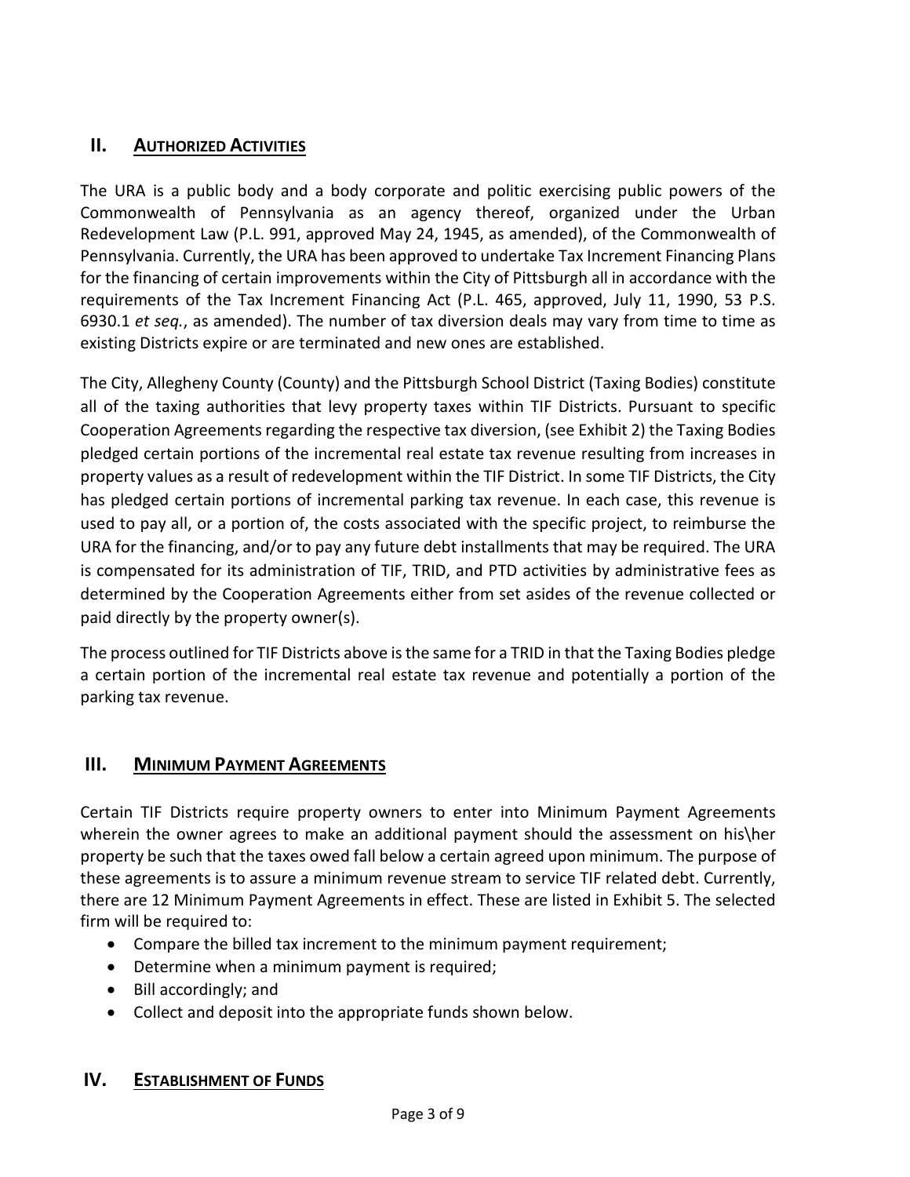## II. <u>Authorized Activities</u>

The URA is a public body and a body corporate and politic exercising public powers of the Commonwealth of Pennsylvania as an agency thereof, organized under the Urban Redevelopment Law (P.L. 991, approved May 24, 1945, as amended), of the Commonwealth of Pennsylvania. Currently, the URA has been approved to undertake Tax Increment Financing Plans for the financing of certain improvements within the City of Pittsburgh all in accordance with the requirements of the Tax Increment Financing Act (P.L. 465, approved, July 11, 1990, 53 P.S. 6930.1 *et seq.*, as amended). The number of tax diversion deals may vary from time to time as existing Districts expire or are terminated and new ones are established.

The City, Allegheny County (County) and the Pittsburgh School District (Taxing Bodies) constitute all of the taxing authorities that levy property taxes within TIF Districts. Pursuant to specific Cooperation Agreements regarding the respective tax diversion, (see Exhibit 2) the Taxing Bodies pledged certain portions of the incremental real estate tax revenue resulting from increases in property values as a result of redevelopment within the TIF District. In some TIF Districts, the City has pledged certain portions of incremental parking tax revenue. In each case, this revenue is used to pay all, or a portion of, the costs associated with the specific project, to reimburse the URA for the financing, and/or to pay any future debt installments that may be required. The URA is compensated for its administration of TIF, TRID, and PTD activities by administrative fees as determined by the Cooperation Agreements either from set asides of the revenue collected or paid directly by the property owner(s).

The process outlined for TIF Districts above is the same for a TRID in that the Taxing Bodies pledge a certain portion of the incremental real estate tax revenue and potentially a portion of the parking tax revenue.

## III. <u>Minimum Payment Agreements</u>

Certain TIF Districts require property owners to enter into Minimum Payment Agreements wherein the owner agrees to make an additional payment should the assessment on his\her property be such that the taxes owed fall below a certain agreed upon minimum. The purpose of these agreements is to assure a minimum revenue stream to service TIF related debt. Currently, there are 12 Minimum Payment Agreements in effect. These are listed in Exhibit 5. The selected firm will be required to:

- Compare the billed tax increment to the minimum payment requirement;
- Determine when a minimum payment is required;
- Bill accordingly; and
- Collect and deposit into the appropriate funds shown below.

## IV. <u>Establishment of Funds</u>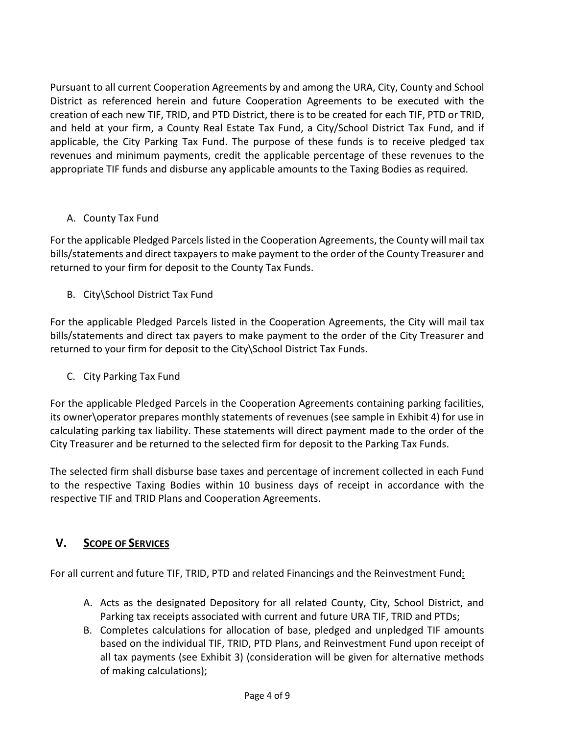Pursuant to all current Cooperation Agreements by and among the URA, City, County and School District as referenced herein and future Cooperation Agreements to be executed with the creation of each new TIF, TRID, and PTD District, there is to be created for each TIF, PTD or TRID, and held at your firm, a County Real Estate Tax Fund, a City/School District Tax Fund, and if applicable, the City Parking Tax Fund. The purpose of these funds is to receive pledged tax revenues and minimum payments, credit the applicable percentage of these revenues to the appropriate TIF funds and disburse any applicable amounts to the Taxing Bodies as required.

A. County Tax Fund

For the applicable Pledged Parcels listed in the Cooperation Agreements, the County will mail tax bills/statements and direct taxpayers to make payment to the order of the County Treasurer and returned to your firm for deposit to the County Tax Funds.

B. City\School District Tax Fund

For the applicable Pledged Parcels listed in the Cooperation Agreements, the City will mail tax bills/statements and direct tax payers to make payment to the order of the City Treasurer and returned to your firm for deposit to the City\School District Tax Funds.

C. City Parking Tax Fund

For the applicable Pledged Parcels in the Cooperation Agreements containing parking facilities, its owner\operator prepares monthly statements of revenues (see sample in Exhibit 4) for use in calculating parking tax liability. These statements will direct payment made to the order of the City Treasurer and be returned to the selected firm for deposit to the Parking Tax Funds.

The selected firm shall disburse base taxes and percentage of increment collected in each Fund to the respective Taxing Bodies within 10 business days of receipt in accordance with the respective TIF and TRID Plans and Cooperation Agreements.

## V. SCOPE OF SERVICES

For all current and future TIF, TRID, PTD and related Financings and the Reinvestment Fund:

A. Acts as the designated Depository for all related County, City, School District, and Parking tax receipts associated with current and future URA TIF, TRID and PTDs;
B. Completes calculations for allocation of base, pledged and unpledged TIF amounts based on the individual TIF, TRID, PTD Plans, and Reinvestment Fund upon receipt of all tax payments (see Exhibit 3) (consideration will be given for alternative methods of making calculations);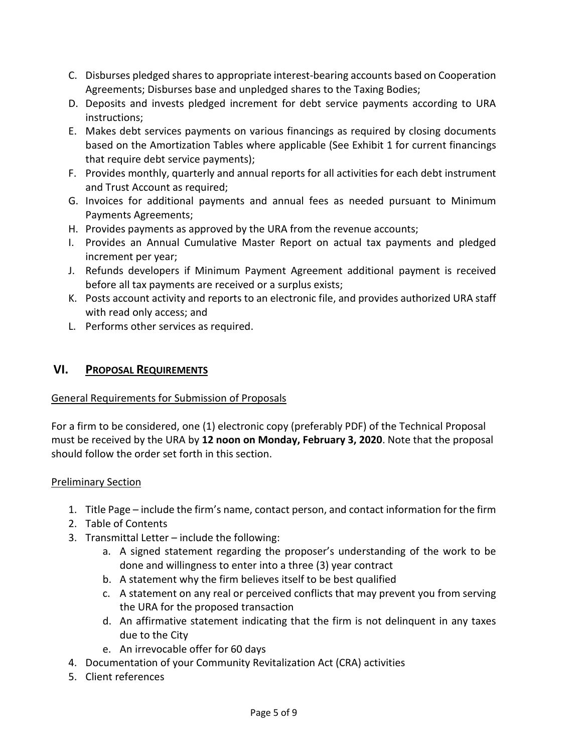C. Disburses pledged shares to appropriate interest-bearing accounts based on Cooperation Agreements; Disburses base and unpledged shares to the Taxing Bodies;
D. Deposits and invests pledged increment for debt service payments according to URA instructions;
E. Makes debt services payments on various financings as required by closing documents based on the Amortization Tables where applicable (See Exhibit 1 for current financings that require debt service payments);
F. Provides monthly, quarterly and annual reports for all activities for each debt instrument and Trust Account as required;
G. Invoices for additional payments and annual fees as needed pursuant to Minimum Payments Agreements;
H. Provides payments as approved by the URA from the revenue accounts;
I. Provides an Annual Cumulative Master Report on actual tax payments and pledged increment per year;
J. Refunds developers if Minimum Payment Agreement additional payment is received before all tax payments are received or a surplus exists;
K. Posts account activity and reports to an electronic file, and provides authorized URA staff with read only access; and
L. Performs other services as required.

## VI. PROPOSAL REQUIREMENTS

General Requirements for Submission of Proposals

For a firm to be considered, one (1) electronic copy (preferably PDF) of the Technical Proposal must be received by the URA by **12 noon on Monday, February 3, 2020**. Note that the proposal should follow the order set forth in this section.

Preliminary Section

1. Title Page – include the firm's name, contact person, and contact information for the firm
2. Table of Contents
3. Transmittal Letter – include the following:
    a. A signed statement regarding the proposer's understanding of the work to be done and willingness to enter into a three (3) year contract
    b. A statement why the firm believes itself to be best qualified
    c. A statement on any real or perceived conflicts that may prevent you from serving the URA for the proposed transaction
    d. An affirmative statement indicating that the firm is not delinquent in any taxes due to the City
    e. An irrevocable offer for 60 days
4. Documentation of your Community Revitalization Act (CRA) activities
5. Client references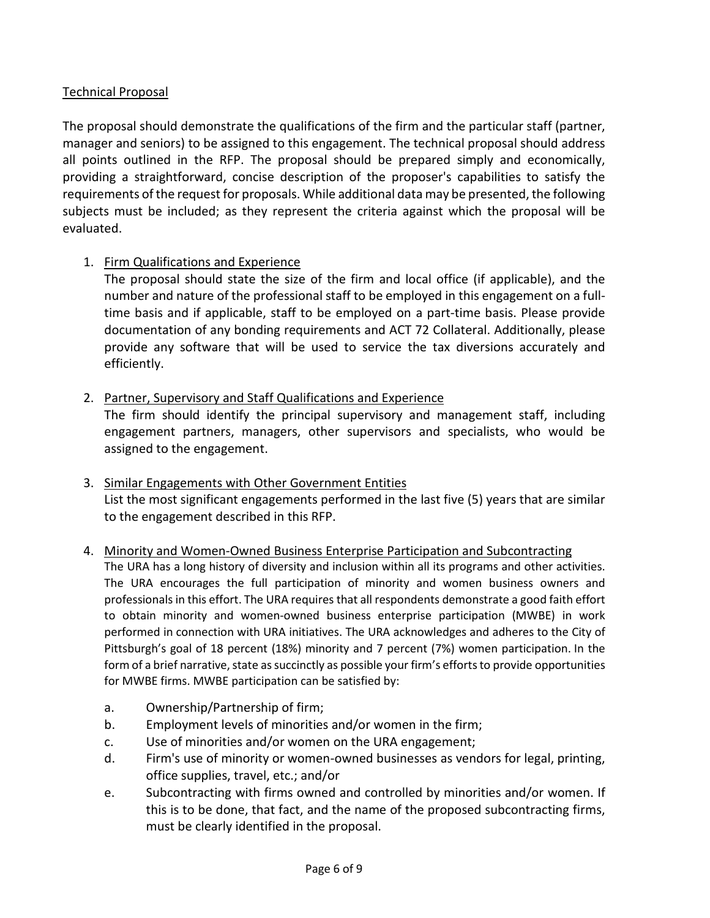## Technical Proposal

The proposal should demonstrate the qualifications of the firm and the particular staff (partner, manager and seniors) to be assigned to this engagement. The technical proposal should address all points outlined in the RFP. The proposal should be prepared simply and economically, providing a straightforward, concise description of the proposer's capabilities to satisfy the requirements of the request for proposals. While additional data may be presented, the following subjects must be included; as they represent the criteria against which the proposal will be evaluated.

1. Firm Qualifications and Experience
   The proposal should state the size of the firm and local office (if applicable), and the number and nature of the professional staff to be employed in this engagement on a full-time basis and if applicable, staff to be employed on a part-time basis. Please provide documentation of any bonding requirements and ACT 72 Collateral. Additionally, please provide any software that will be used to service the tax diversions accurately and efficiently.

2. Partner, Supervisory and Staff Qualifications and Experience
   The firm should identify the principal supervisory and management staff, including engagement partners, managers, other supervisors and specialists, who would be assigned to the engagement.

3. Similar Engagements with Other Government Entities
   List the most significant engagements performed in the last five (5) years that are similar to the engagement described in this RFP.

4. Minority and Women-Owned Business Enterprise Participation and Subcontracting
   The URA has a long history of diversity and inclusion within all its programs and other activities. The URA encourages the full participation of minority and women business owners and professionals in this effort. The URA requires that all respondents demonstrate a good faith effort to obtain minority and women-owned business enterprise participation (MWBE) in work performed in connection with URA initiatives. The URA acknowledges and adheres to the City of Pittsburgh's goal of 18 percent (18%) minority and 7 percent (7%) women participation. In the form of a brief narrative, state as succinctly as possible your firm's efforts to provide opportunities for MWBE firms. MWBE participation can be satisfied by:

   a. Ownership/Partnership of firm;
   b. Employment levels of minorities and/or women in the firm;
   c. Use of minorities and/or women on the URA engagement;
   d. Firm's use of minority or women-owned businesses as vendors for legal, printing, office supplies, travel, etc.; and/or
   e. Subcontracting with firms owned and controlled by minorities and/or women. If this is to be done, that fact, and the name of the proposed subcontracting firms, must be clearly identified in the proposal.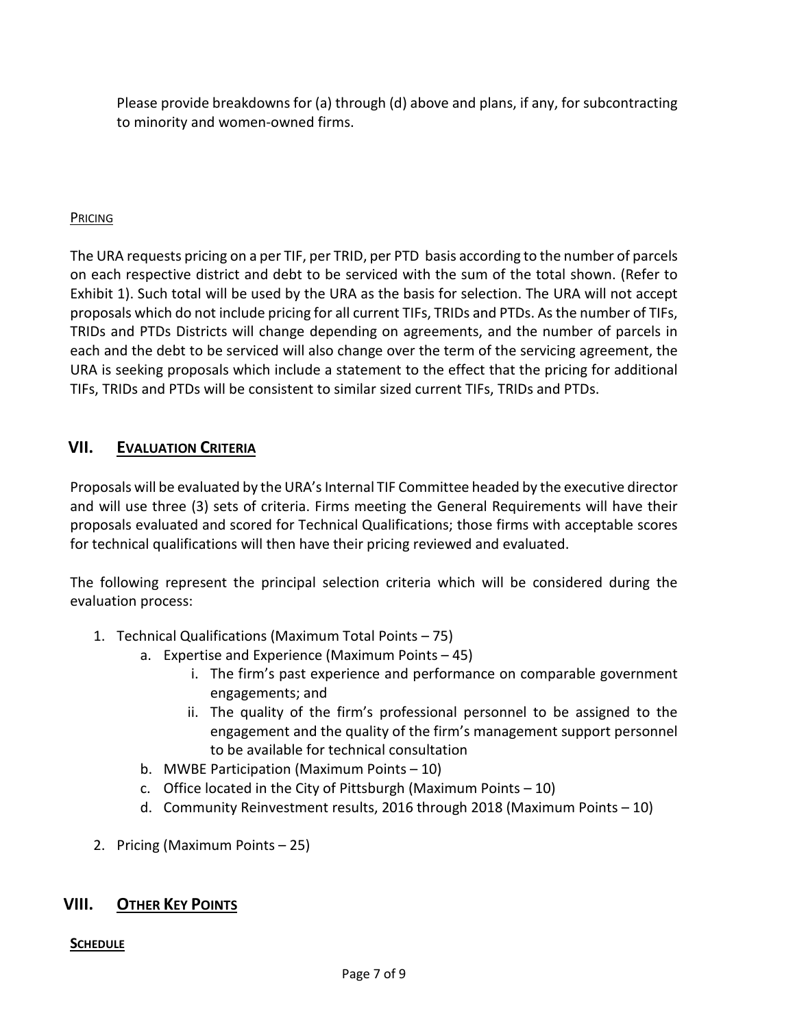Please provide breakdowns for (a) through (d) above and plans, if any, for subcontracting to minority and women-owned firms.

PRICING

The URA requests pricing on a per TIF, per TRID, per PTD basis according to the number of parcels on each respective district and debt to be serviced with the sum of the total shown. (Refer to Exhibit 1). Such total will be used by the URA as the basis for selection. The URA will not accept proposals which do not include pricing for all current TIFs, TRIDs and PTDs. As the number of TIFs, TRIDs and PTDs Districts will change depending on agreements, and the number of parcels in each and the debt to be serviced will also change over the term of the servicing agreement, the URA is seeking proposals which include a statement to the effect that the pricing for additional TIFs, TRIDs and PTDs will be consistent to similar sized current TIFs, TRIDs and PTDs.

## VII. EVALUATION CRITERIA

Proposals will be evaluated by the URA's Internal TIF Committee headed by the executive director and will use three (3) sets of criteria. Firms meeting the General Requirements will have their proposals evaluated and scored for Technical Qualifications; those firms with acceptable scores for technical qualifications will then have their pricing reviewed and evaluated.

The following represent the principal selection criteria which will be considered during the evaluation process:

1. Technical Qualifications (Maximum Total Points – 75)
   a. Expertise and Experience (Maximum Points – 45)
      i. The firm's past experience and performance on comparable government engagements; and
      ii. The quality of the firm's professional personnel to be assigned to the engagement and the quality of the firm's management support personnel to be available for technical consultation
   b. MWBE Participation (Maximum Points – 10)
   c. Office located in the City of Pittsburgh (Maximum Points – 10)
   d. Community Reinvestment results, 2016 through 2018 (Maximum Points – 10)
2. Pricing (Maximum Points – 25)

## VIII. OTHER KEY POINTS

**SCHEDULE**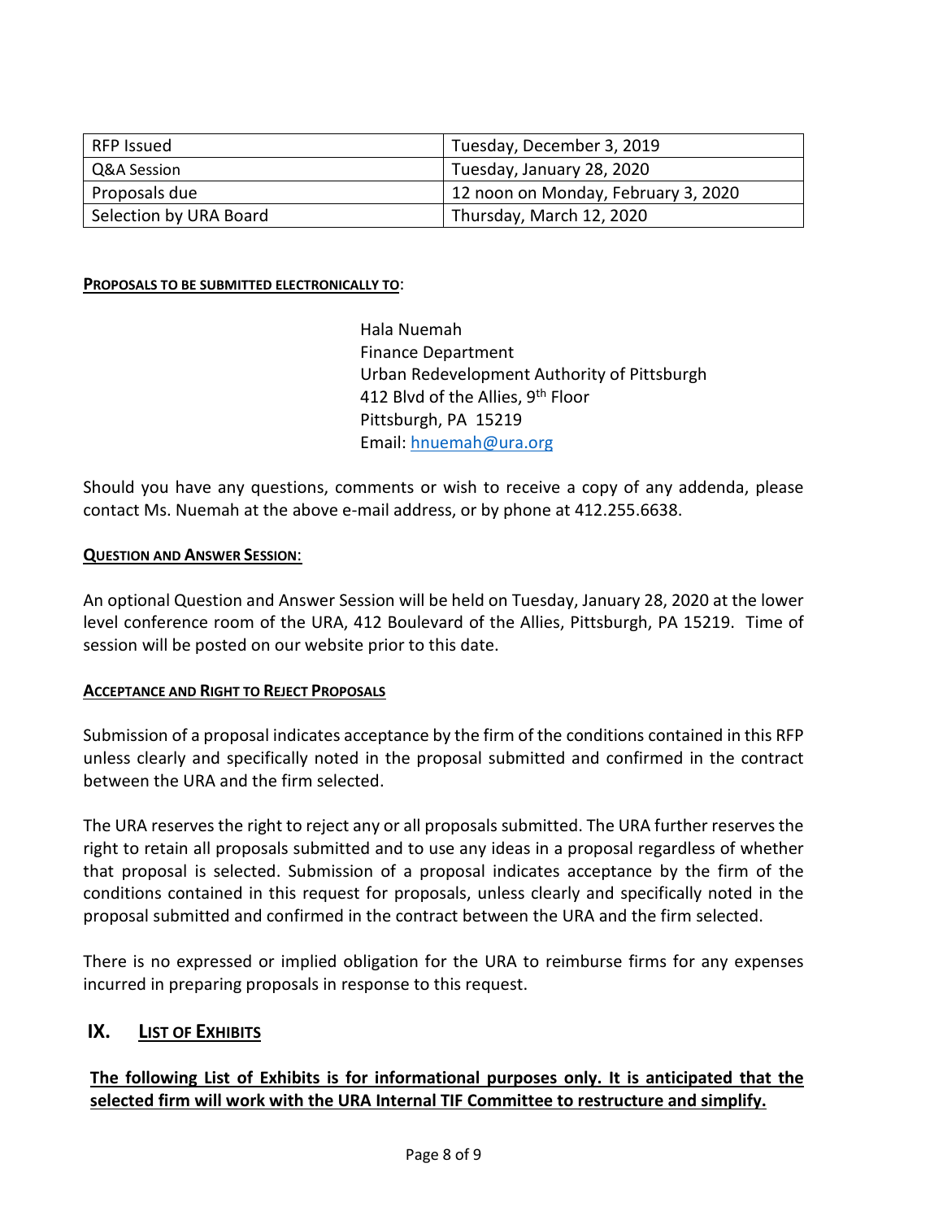| RFP Issued | Tuesday, December 3, 2019 |
|---|---|
| Q&A Session | Tuesday, January 28, 2020 |
| Proposals due | 12 noon on Monday, February 3, 2020 |
| Selection by URA Board | Thursday, March 12, 2020 |

**PROPOSALS TO BE SUBMITTED ELECTRONICALLY TO**:

Hala Nuemah
Finance Department
Urban Redevelopment Authority of Pittsburgh
412 Blvd of the Allies, 9th Floor
Pittsburgh, PA 15219
Email: hnuemah@ura.org

Should you have any questions, comments or wish to receive a copy of any addenda, please contact Ms. Nuemah at the above e-mail address, or by phone at 412.255.6638.

**QUESTION AND ANSWER SESSION**:

An optional Question and Answer Session will be held on Tuesday, January 28, 2020 at the lower level conference room of the URA, 412 Boulevard of the Allies, Pittsburgh, PA 15219. Time of session will be posted on our website prior to this date.

**ACCEPTANCE AND RIGHT TO REJECT PROPOSALS**

Submission of a proposal indicates acceptance by the firm of the conditions contained in this RFP unless clearly and specifically noted in the proposal submitted and confirmed in the contract between the URA and the firm selected.

The URA reserves the right to reject any or all proposals submitted. The URA further reserves the right to retain all proposals submitted and to use any ideas in a proposal regardless of whether that proposal is selected. Submission of a proposal indicates acceptance by the firm of the conditions contained in this request for proposals, unless clearly and specifically noted in the proposal submitted and confirmed in the contract between the URA and the firm selected.

There is no expressed or implied obligation for the URA to reimburse firms for any expenses incurred in preparing proposals in response to this request.

## IX. LIST OF EXHIBITS

**The following List of Exhibits is for informational purposes only. It is anticipated that the selected firm will work with the URA Internal TIF Committee to restructure and simplify.**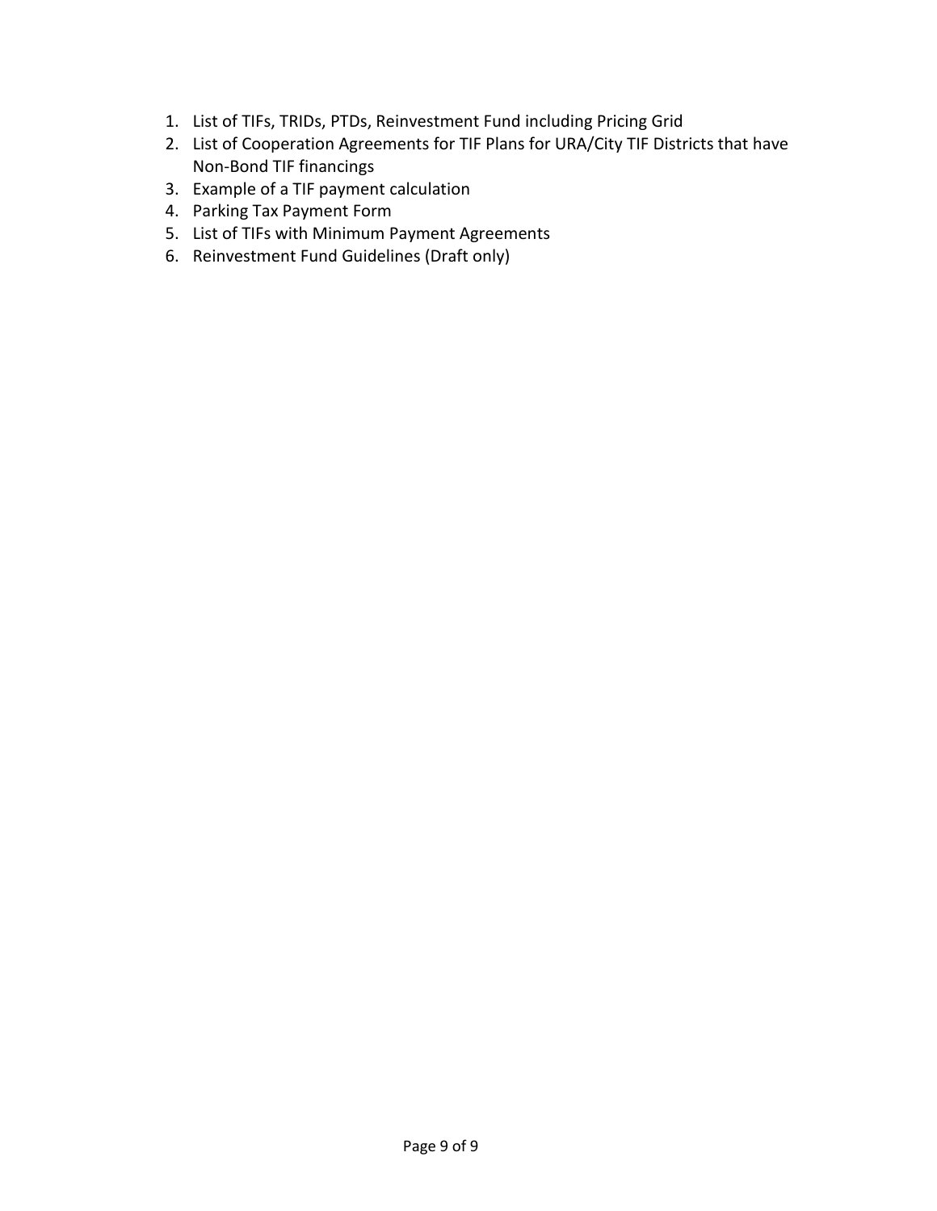1. List of TIFs, TRIDs, PTDs, Reinvestment Fund including Pricing Grid
2. List of Cooperation Agreements for TIF Plans for URA/City TIF Districts that have Non-Bond TIF financings
3. Example of a TIF payment calculation
4. Parking Tax Payment Form
5. List of TIFs with Minimum Payment Agreements
6. Reinvestment Fund Guidelines (Draft only)